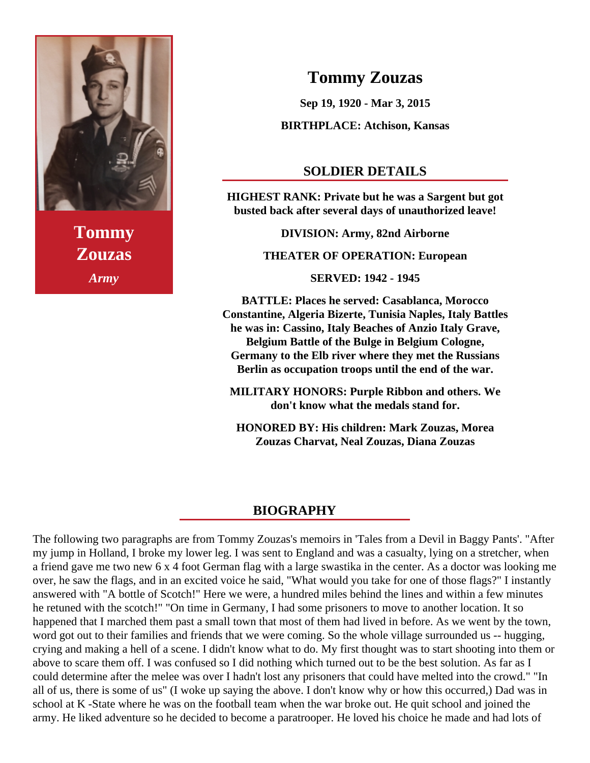**Tommy Zouzas**

***Army***

# Tommy Zouzas

**Sep 19, 1920 - Mar 3, 2015**

**BIRTHPLACE: Atchison, Kansas**

## SOLDIER DETAILS

**HIGHEST RANK: Private but he was a Sargent but got busted back after several days of unauthorized leave!**

**DIVISION: Army, 82nd Airborne**

**THEATER OF OPERATION: European**

**SERVED: 1942 - 1945**

**BATTLE: Places he served: Casablanca, Morocco Constantine, Algeria Bizerte, Tunisia Naples, Italy Battles he was in: Cassino, Italy Beaches of Anzio Italy Grave, Belgium Battle of the Bulge in Belgium Cologne, Germany to the Elb river where they met the Russians Berlin as occupation troops until the end of the war.**

**MILITARY HONORS: Purple Ribbon and others. We don't know what the medals stand for.**

**HONORED BY: His children: Mark Zouzas, Morea Zouzas Charvat, Neal Zouzas, Diana Zouzas**

## BIOGRAPHY

The following two paragraphs are from Tommy Zouzas's memoirs in 'Tales from a Devil in Baggy Pants'. "After my jump in Holland, I broke my lower leg. I was sent to England and was a casualty, lying on a stretcher, when a friend gave me two new 6 x 4 foot German flag with a large swastika in the center. As a doctor was looking me over, he saw the flags, and in an excited voice he said, "What would you take for one of those flags?" I instantly answered with "A bottle of Scotch!" Here we were, a hundred miles behind the lines and within a few minutes he retuned with the scotch!" "On time in Germany, I had some prisoners to move to another location. It so happened that I marched them past a small town that most of them had lived in before. As we went by the town, word got out to their families and friends that we were coming. So the whole village surrounded us -- hugging, crying and making a hell of a scene. I didn't know what to do. My first thought was to start shooting into them or above to scare them off. I was confused so I did nothing which turned out to be the best solution. As far as I could determine after the melee was over I hadn't lost any prisoners that could have melted into the crowd." "In all of us, there is some of us" (I woke up saying the above. I don't know why or how this occurred,) Dad was in school at K -State where he was on the football team when the war broke out. He quit school and joined the army. He liked adventure so he decided to become a paratrooper. He loved his choice he made and had lots of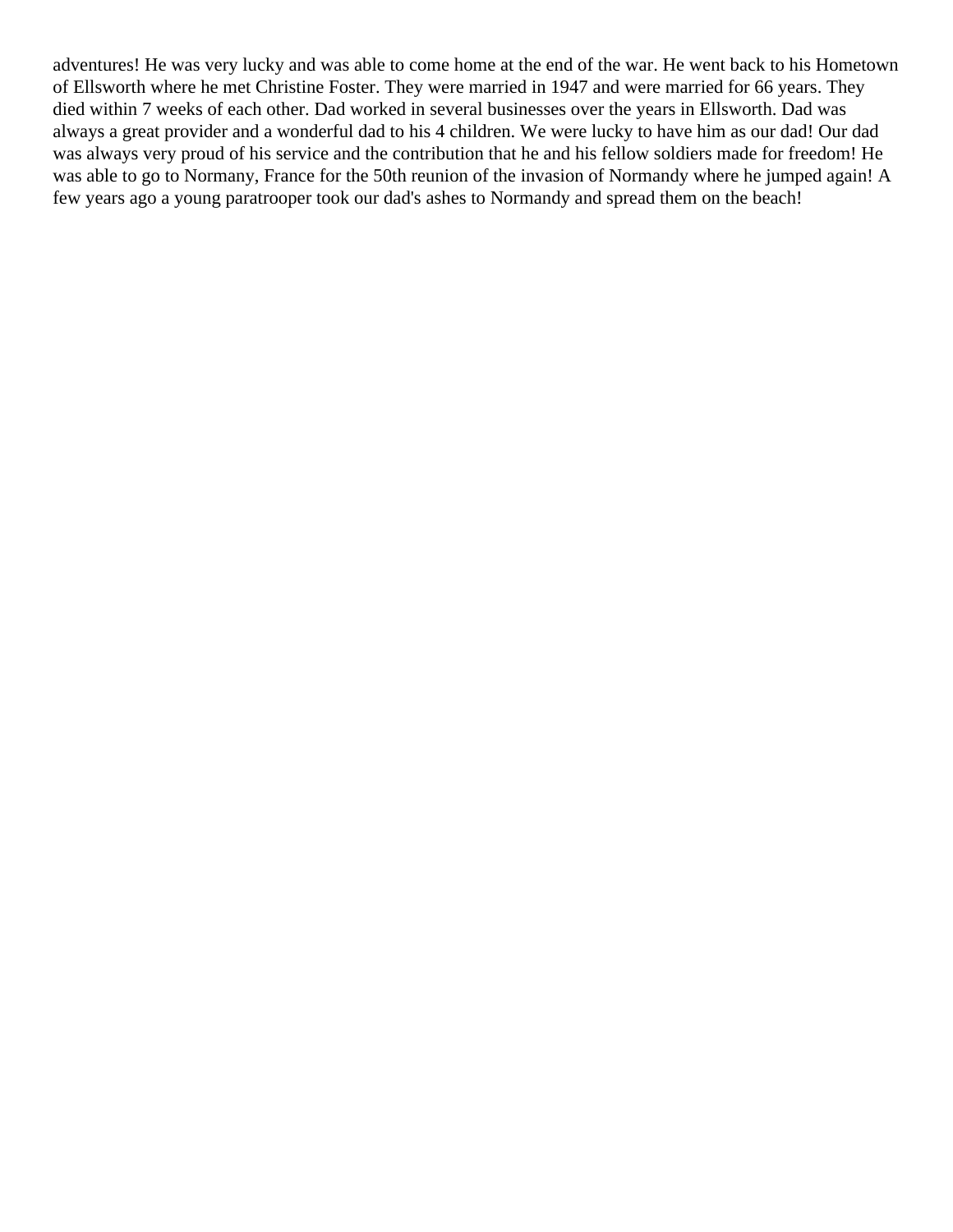adventures! He was very lucky and was able to come home at the end of the war. He went back to his Hometown of Ellsworth where he met Christine Foster. They were married in 1947 and were married for 66 years. They died within 7 weeks of each other. Dad worked in several businesses over the years in Ellsworth. Dad was always a great provider and a wonderful dad to his 4 children. We were lucky to have him as our dad! Our dad was always very proud of his service and the contribution that he and his fellow soldiers made for freedom! He was able to go to Normany, France for the 50th reunion of the invasion of Normandy where he jumped again! A few years ago a young paratrooper took our dad's ashes to Normandy and spread them on the beach!